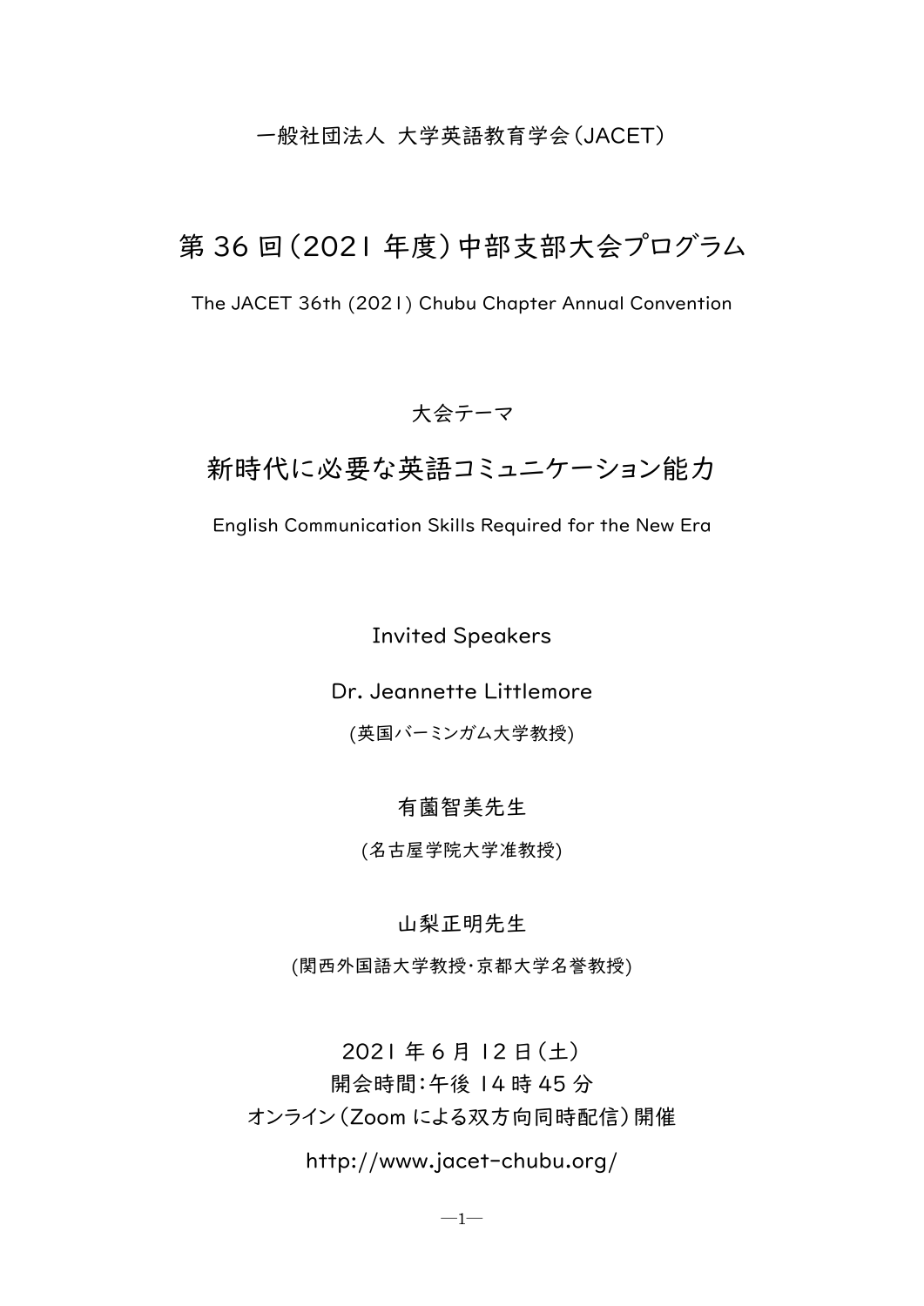一般社団法人 大学英語教育学会（JACET）

# 第 36 回（2021 年度）中部支部大会プログラム

The JACET 36th (2021) Chubu Chapter Annual Convention

大会テーマ

## 新時代に必要な英語コミュニケーション能力

English Communication Skills Required for the New Era

Invited Speakers

Dr. Jeannette Littlemore

(英国バーミンガム大学教授)

有薗智美先生

(名古屋学院大学准教授)

山梨正明先生

(関西外国語大学教授・京都大学名誉教授)

2021 年 6 月 12 日（土）
開会時間：午後 14 時 45 分
オンライン（Zoom による双方向同時配信）開催

http://www.jacet-chubu.org/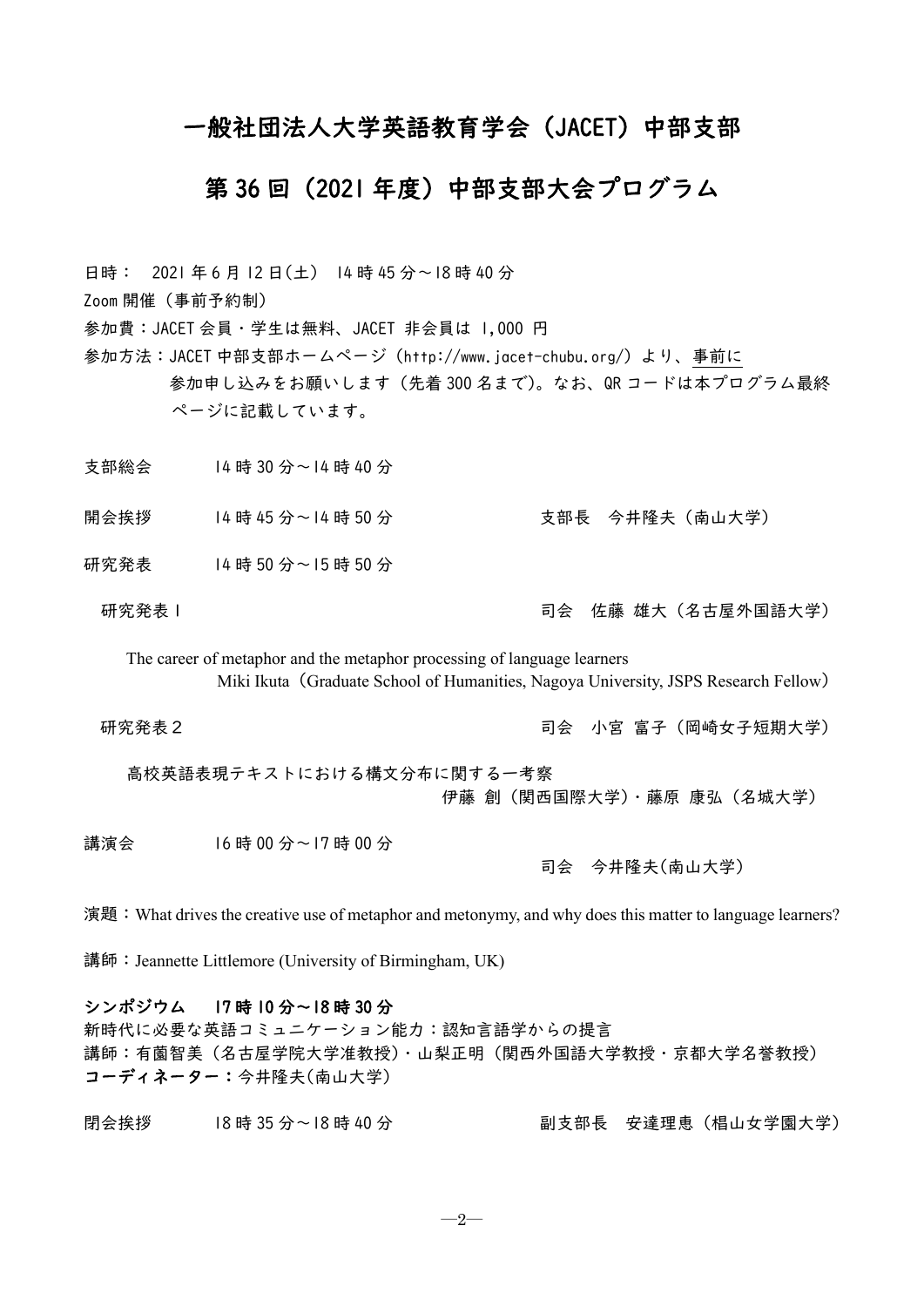# 一般社団法人大学英語教育学会（JACET）中部支部

## 第 36 回（2021 年度）中部支部大会プログラム

日時： 2021 年 6 月 12 日(土) 14 時 45 分～18 時 40 分

Zoom 開催（事前予約制）

参加費：JACET 会員・学生は無料、JACET 非会員は 1,000 円

参加方法：JACET 中部支部ホームページ（http://www.jacet-chubu.org/）より、事前に参加申し込みをお願いします（先着 300 名まで）。なお、QR コードは本プログラム最終ページに記載しています。

支部総会　14 時 30 分～14 時 40 分

開会挨拶　14 時 45 分～14 時 50 分　支部長　今井隆夫（南山大学）

研究発表　14 時 50 分～15 時 50 分

研究発表 1　司会　佐藤 雄大（名古屋外国語大学）

The career of metaphor and the metaphor processing of language learners
Miki Ikuta（Graduate School of Humanities, Nagoya University, JSPS Research Fellow）

研究発表２　司会　小宮 富子（岡崎女子短期大学）

高校英語表現テキストにおける構文分布に関する一考察
伊藤 創（関西国際大学）・藤原 康弘（名城大学）

講演会　16 時 00 分～17 時 00 分　司会　今井隆夫(南山大学)

演題：What drives the creative use of metaphor and metonymy, and why does this matter to language learners?

講師：Jeannette Littlemore (University of Birmingham, UK)

**シンポジウム　17 時 10 分～18 時 30 分**

新時代に必要な英語コミュニケーション能力：認知言語学からの提言

講師：有薗智美（名古屋学院大学准教授）・山梨正明（関西外国語大学教授・京都大学名誉教授）

**コーディネーター：**今井隆夫(南山大学)

閉会挨拶　18 時 35 分～18 時 40 分　副支部長　安達理恵（椙山女学園大学）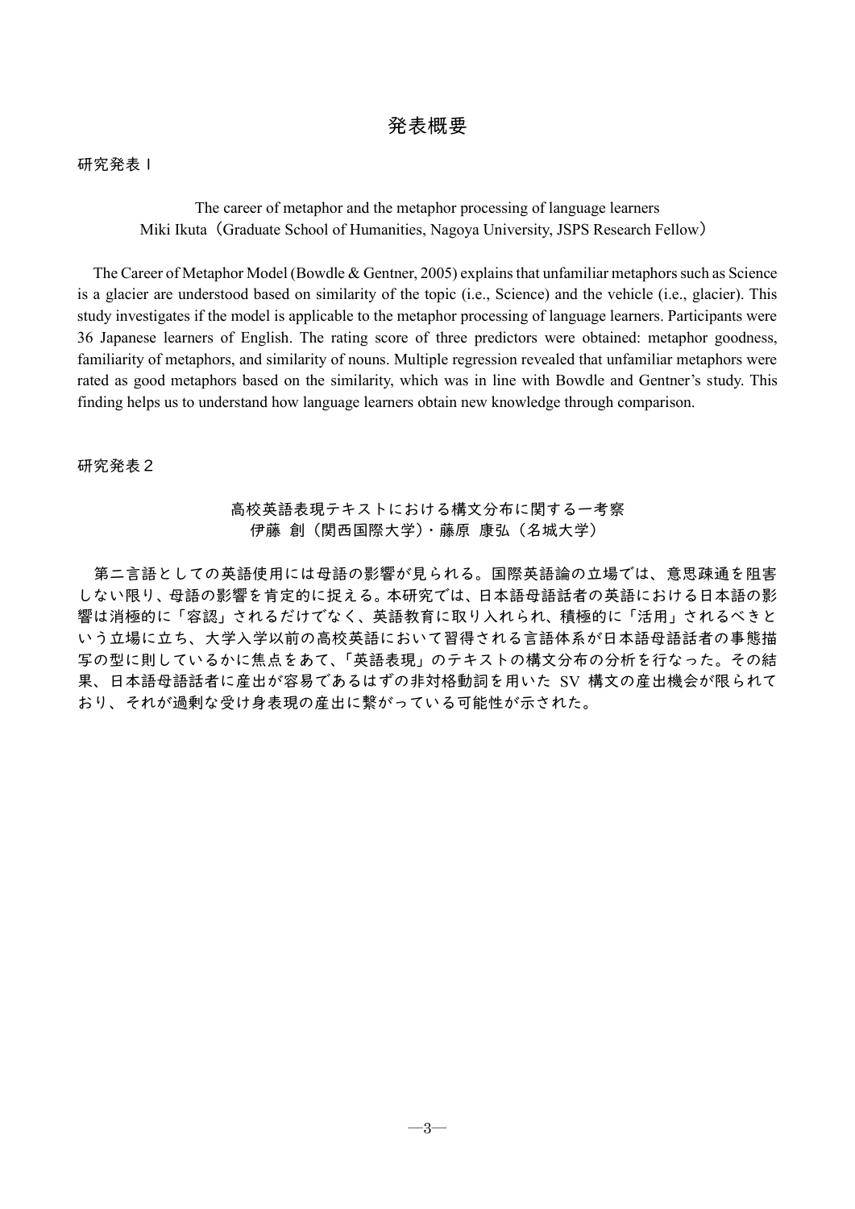# 発表概要

## 研究発表１

### The career of metaphor and the metaphor processing of language learners

Miki Ikuta（Graduate School of Humanities, Nagoya University, JSPS Research Fellow）

The Career of Metaphor Model (Bowdle & Gentner, 2005) explains that unfamiliar metaphors such as Science is a glacier are understood based on similarity of the topic (i.e., Science) and the vehicle (i.e., glacier). This study investigates if the model is applicable to the metaphor processing of language learners. Participants were 36 Japanese learners of English. The rating score of three predictors were obtained: metaphor goodness, familiarity of metaphors, and similarity of nouns. Multiple regression revealed that unfamiliar metaphors were rated as good metaphors based on the similarity, which was in line with Bowdle and Gentner's study. This finding helps us to understand how language learners obtain new knowledge through comparison.

## 研究発表２

### 高校英語表現テキストにおける構文分布に関する一考察

伊藤 創（関西国際大学）・藤原 康弘（名城大学）

第二言語としての英語使用には母語の影響が見られる。国際英語論の立場では、意思疎通を阻害しない限り、母語の影響を肯定的に捉える。本研究では、日本語母語話者の英語における日本語の影響は消極的に「容認」されるだけでなく、英語教育に取り入れられ、積極的に「活用」されるべきという立場に立ち、大学入学以前の高校英語において習得される言語体系が日本語母語話者の事態描写の型に則しているかに焦点をあて、「英語表現」のテキストの構文分布の分析を行なった。その結果、日本語母語話者に産出が容易であるはずの非対格動詞を用いた SV 構文の産出機会が限られており、それが過剰な受け身表現の産出に繋がっている可能性が示された。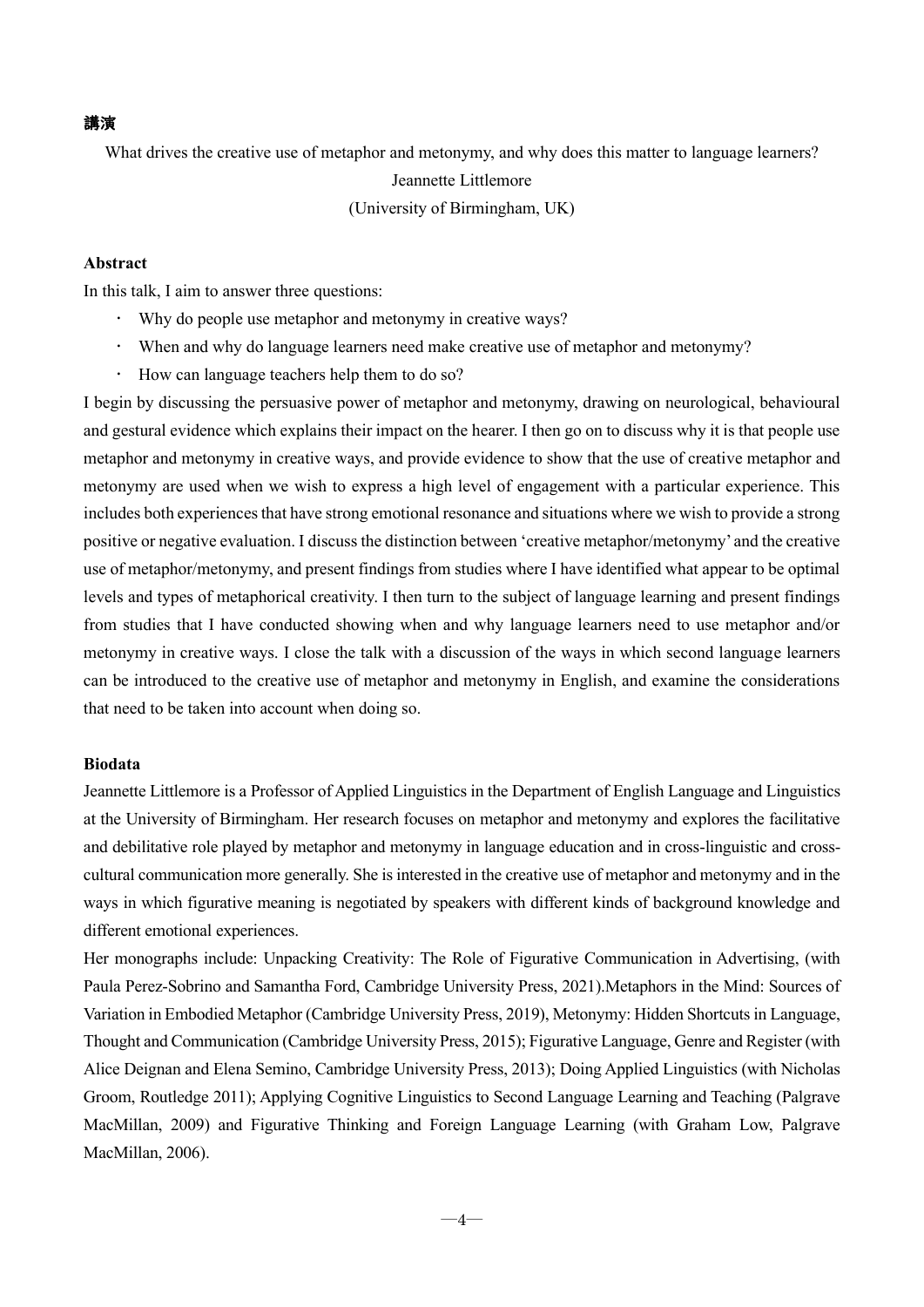**講演**

What drives the creative use of metaphor and metonymy, and why does this matter to language learners?

Jeannette Littlemore

(University of Birmingham, UK)

**Abstract**

In this talk, I aim to answer three questions:

- Why do people use metaphor and metonymy in creative ways?
- When and why do language learners need make creative use of metaphor and metonymy?
- How can language teachers help them to do so?

I begin by discussing the persuasive power of metaphor and metonymy, drawing on neurological, behavioural and gestural evidence which explains their impact on the hearer. I then go on to discuss why it is that people use metaphor and metonymy in creative ways, and provide evidence to show that the use of creative metaphor and metonymy are used when we wish to express a high level of engagement with a particular experience. This includes both experiences that have strong emotional resonance and situations where we wish to provide a strong positive or negative evaluation. I discuss the distinction between 'creative metaphor/metonymy' and the creative use of metaphor/metonymy, and present findings from studies where I have identified what appear to be optimal levels and types of metaphorical creativity. I then turn to the subject of language learning and present findings from studies that I have conducted showing when and why language learners need to use metaphor and/or metonymy in creative ways. I close the talk with a discussion of the ways in which second language learners can be introduced to the creative use of metaphor and metonymy in English, and examine the considerations that need to be taken into account when doing so.

**Biodata**

Jeannette Littlemore is a Professor of Applied Linguistics in the Department of English Language and Linguistics at the University of Birmingham. Her research focuses on metaphor and metonymy and explores the facilitative and debilitative role played by metaphor and metonymy in language education and in cross-linguistic and cross-cultural communication more generally. She is interested in the creative use of metaphor and metonymy and in the ways in which figurative meaning is negotiated by speakers with different kinds of background knowledge and different emotional experiences.

Her monographs include: Unpacking Creativity: The Role of Figurative Communication in Advertising, (with Paula Perez-Sobrino and Samantha Ford, Cambridge University Press, 2021).Metaphors in the Mind: Sources of Variation in Embodied Metaphor (Cambridge University Press, 2019), Metonymy: Hidden Shortcuts in Language, Thought and Communication (Cambridge University Press, 2015); Figurative Language, Genre and Register (with Alice Deignan and Elena Semino, Cambridge University Press, 2013); Doing Applied Linguistics (with Nicholas Groom, Routledge 2011); Applying Cognitive Linguistics to Second Language Learning and Teaching (Palgrave MacMillan, 2009) and Figurative Thinking and Foreign Language Learning (with Graham Low, Palgrave MacMillan, 2006).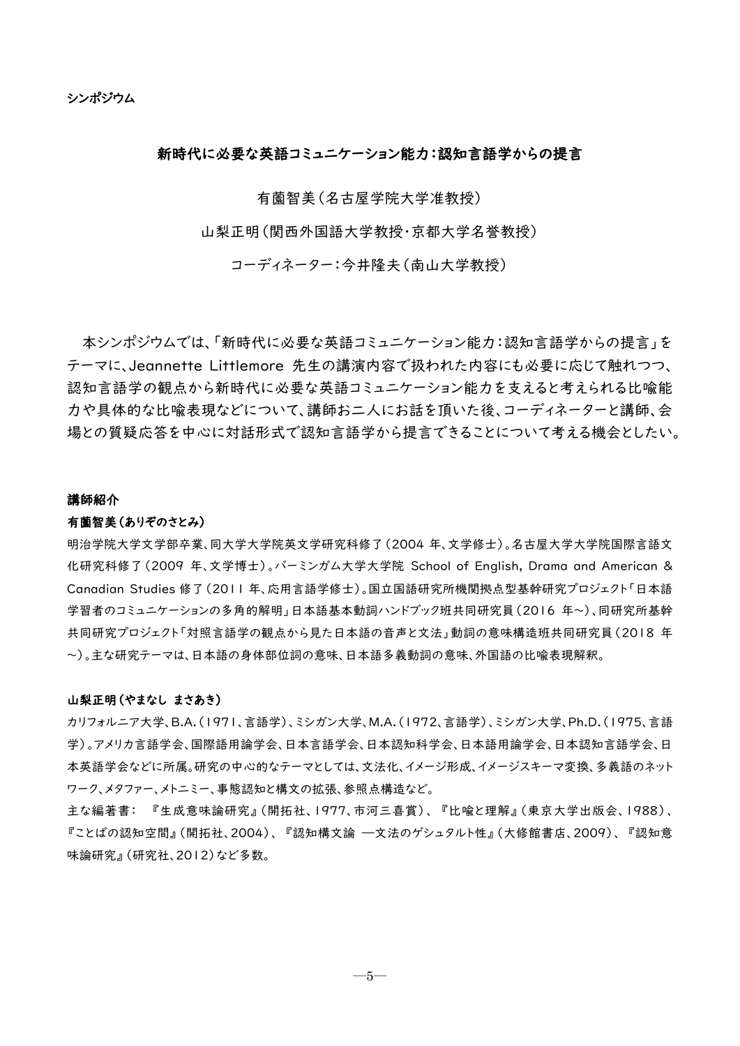シンポジウム

## 新時代に必要な英語コミュニケーション能力：認知言語学からの提言

有薗智美（名古屋学院大学准教授）

山梨正明（関西外国語大学教授・京都大学名誉教授）

コーディネーター：今井隆夫（南山大学教授）

本シンポジウムでは、「新時代に必要な英語コミュニケーション能力：認知言語学からの提言」をテーマに、Jeannette Littlemore 先生の講演内容で扱われた内容にも必要に応じて触れつつ、認知言語学の観点から新時代に必要な英語コミュニケーション能力を支えると考えられる比喩能力や具体的な比喩表現などについて、講師お二人にお話を頂いた後、コーディネーターと講師、会場との質疑応答を中心に対話形式で認知言語学から提言できることについて考える機会としたい。

### 講師紹介

**有薗智美（ありぞのさとみ）**

明治学院大学文学部卒業、同大学大学院英文学研究科修了（2004 年、文学修士）。名古屋大学大学院国際言語文化研究科修了（2009 年、文学博士）。バーミンガム大学大学院 School of English, Drama and American & Canadian Studies 修了（2011 年、応用言語学修士）。国立国語研究所機関拠点型基幹研究プロジェクト「日本語学習者のコミュニケーションの多角的解明」日本語基本動詞ハンドブック班共同研究員（2016 年～）、同研究所基幹共同研究プロジェクト「対照言語学の観点から見た日本語の音声と文法」動詞の意味構造班共同研究員（2018 年～）。主な研究テーマは、日本語の身体部位詞の意味、日本語多義動詞の意味、外国語の比喩表現解釈。

**山梨正明（やまなし まさあき）**

カリフォルニア大学、B.A.（1971、言語学）、ミシガン大学、M.A.（1972、言語学）、ミシガン大学、Ph.D.（1975、言語学）。アメリカ言語学会、国際語用論学会、日本言語学会、日本認知科学会、日本語用論学会、日本認知言語学会、日本英語学会などに所属。研究の中心的なテーマとしては、文法化、イメージ形成、イメージスキーマ変換、多義語のネットワーク、メタファー、メトニミー、事態認知と構文の拡張、参照点構造など。

主な編著書： 『生成意味論研究』（開拓社、1977、市河三喜賞）、『比喩と理解』（東京大学出版会、1988）、『ことばの認知空間』（開拓社、2004）、『認知構文論 ―文法のゲシュタルト性』（大修館書店、2009）、『認知意味論研究』（研究社、2012）など多数。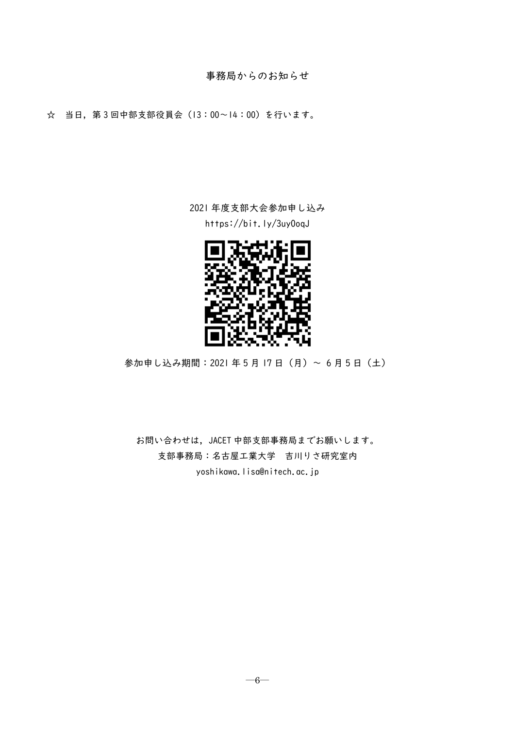## 事務局からのお知らせ

☆ 当日，第 3 回中部支部役員会（13：00～14：00）を行います。

2021 年度支部大会参加申し込み

https://bit.ly/3uyOoqJ

参加申し込み期間：2021 年 5 月 17 日（月）～ 6 月 5 日（土）

お問い合わせは，JACET 中部支部事務局までお願いします。

支部事務局：名古屋工業大学　吉川りさ研究室内

yoshikawa.lisa@nitech.ac.jp